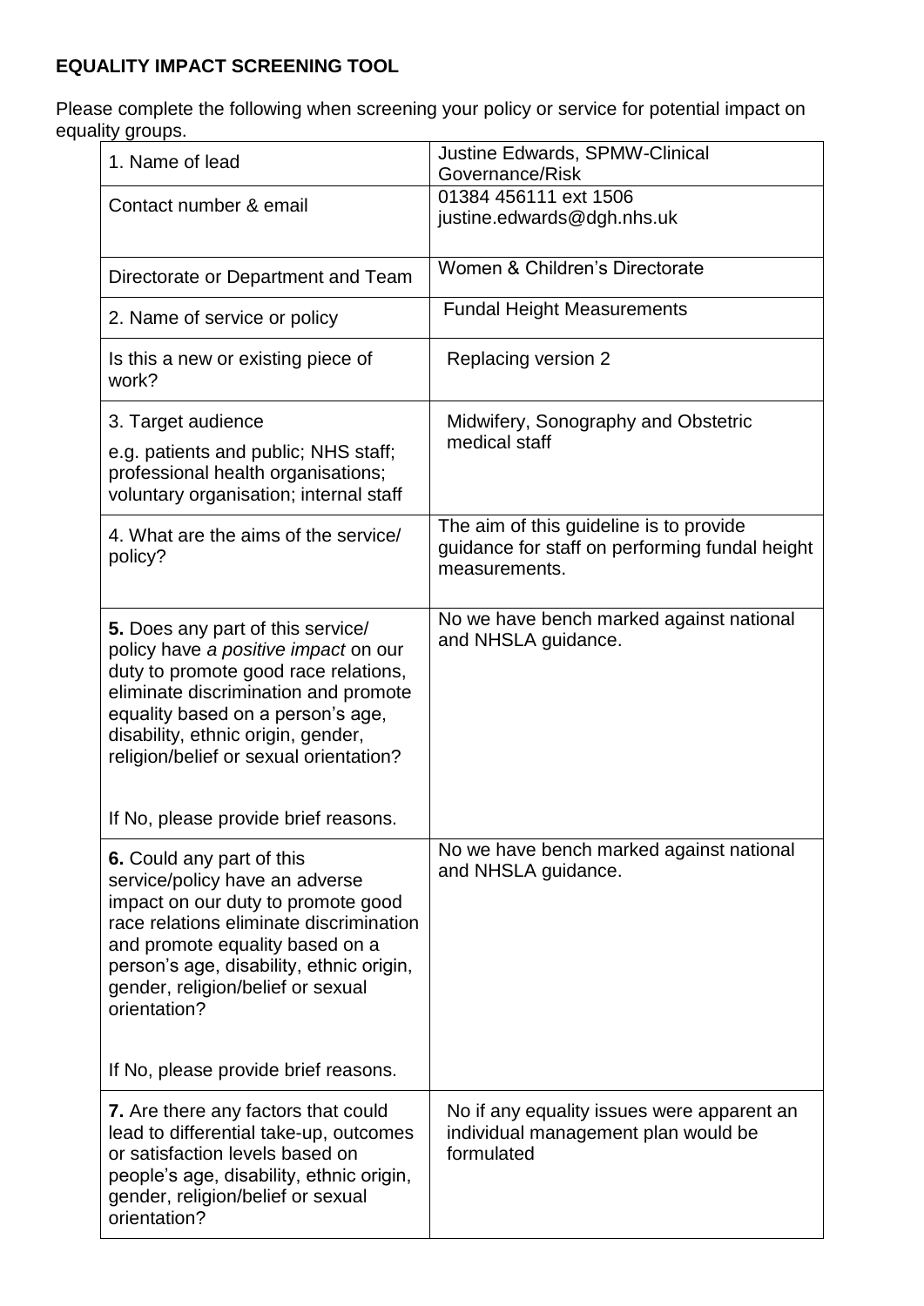**EQUALITY IMPACT SCREENING TOOL**

Please complete the following when screening your policy or service for potential impact on equality groups.

| | |
|---|---|
| 1. Name of lead | Justine Edwards, SPMW-Clinical Governance/Risk |
| Contact number & email | 01384 456111 ext 1506<br>justine.edwards@dgh.nhs.uk |
| Directorate or Department and Team | Women & Children's Directorate |
| 2. Name of service or policy | Fundal Height Measurements |
| Is this a new or existing piece of work? | Replacing version 2 |
| 3. Target audience<br>e.g. patients and public; NHS staff; professional health organisations; voluntary organisation; internal staff | Midwifery, Sonography and Obstetric medical staff |
| 4. What are the aims of the service/ policy? | The aim of this guideline is to provide guidance for staff on performing fundal height measurements. |
| **5.** Does any part of this service/ policy have *a positive impact* on our duty to promote good race relations, eliminate discrimination and promote equality based on a person's age, disability, ethnic origin, gender, religion/belief or sexual orientation?<br><br>If No, please provide brief reasons. | No we have bench marked against national and NHSLA guidance. |
| **6.** Could any part of this service/policy have an adverse impact on our duty to promote good race relations eliminate discrimination and promote equality based on a person's age, disability, ethnic origin, gender, religion/belief or sexual orientation?<br><br>If No, please provide brief reasons. | No we have bench marked against national and NHSLA guidance. |
| **7.** Are there any factors that could lead to differential take-up, outcomes or satisfaction levels based on people's age, disability, ethnic origin, gender, religion/belief or sexual orientation? | No if any equality issues were apparent an individual management plan would be formulated |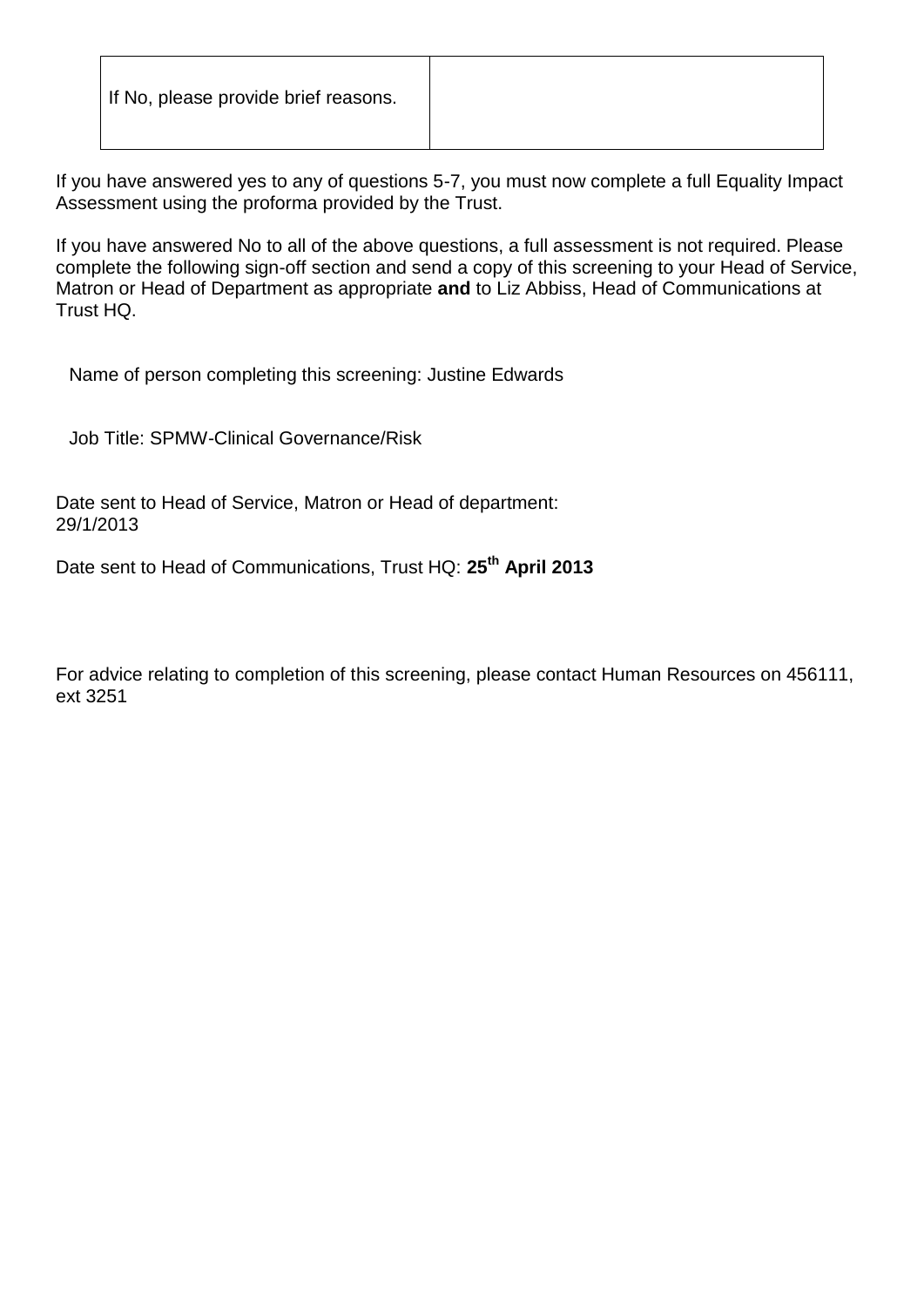| | |
|---|---|
| If No, please provide brief reasons. | |

If you have answered yes to any of questions 5-7, you must now complete a full Equality Impact Assessment using the proforma provided by the Trust.

If you have answered No to all of the above questions, a full assessment is not required. Please complete the following sign-off section and send a copy of this screening to your Head of Service, Matron or Head of Department as appropriate **and** to Liz Abbiss, Head of Communications at Trust HQ.

Name of person completing this screening: Justine Edwards

Job Title: SPMW-Clinical Governance/Risk

Date sent to Head of Service, Matron or Head of department: 29/1/2013

Date sent to Head of Communications, Trust HQ: **25th April 2013**

For advice relating to completion of this screening, please contact Human Resources on 456111, ext 3251